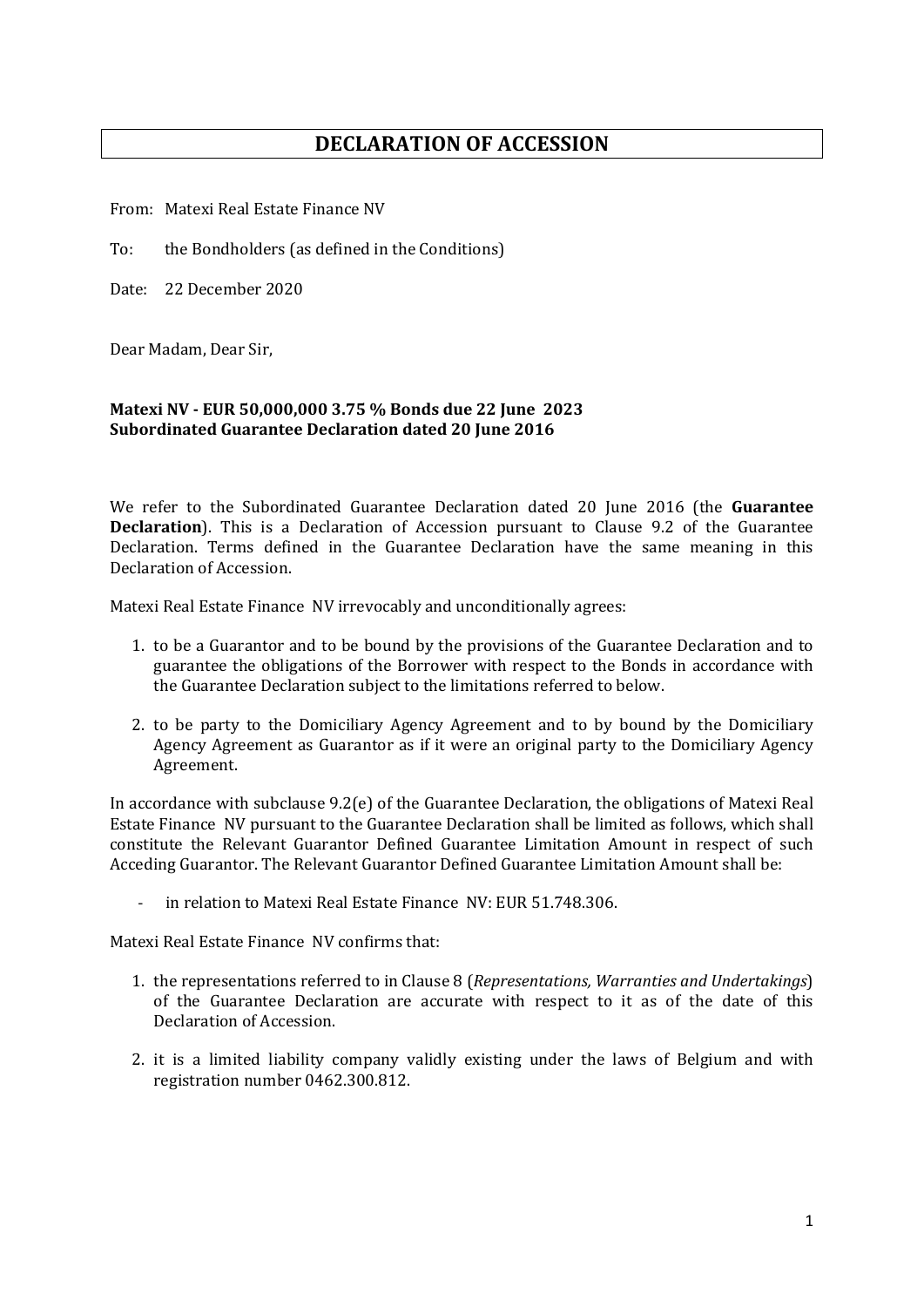# DECLARATION OF ACCESSION

From: Matexi Real Estate Finance NV

To: the Bondholders (as defined in the Conditions)

Date: 22 December 2020

Dear Madam, Dear Sir,

**Matexi NV - EUR 50,000,000 3.75 % Bonds due 22 June 2023**
**Subordinated Guarantee Declaration dated 20 June 2016**

We refer to the Subordinated Guarantee Declaration dated 20 June 2016 (the **Guarantee Declaration**). This is a Declaration of Accession pursuant to Clause 9.2 of the Guarantee Declaration. Terms defined in the Guarantee Declaration have the same meaning in this Declaration of Accession.

Matexi Real Estate Finance NV irrevocably and unconditionally agrees:

1. to be a Guarantor and to be bound by the provisions of the Guarantee Declaration and to guarantee the obligations of the Borrower with respect to the Bonds in accordance with the Guarantee Declaration subject to the limitations referred to below.
2. to be party to the Domiciliary Agency Agreement and to by bound by the Domiciliary Agency Agreement as Guarantor as if it were an original party to the Domiciliary Agency Agreement.

In accordance with subclause 9.2(e) of the Guarantee Declaration, the obligations of Matexi Real Estate Finance NV pursuant to the Guarantee Declaration shall be limited as follows, which shall constitute the Relevant Guarantor Defined Guarantee Limitation Amount in respect of such Acceding Guarantor. The Relevant Guarantor Defined Guarantee Limitation Amount shall be:

- in relation to Matexi Real Estate Finance NV: EUR 51.748.306.

Matexi Real Estate Finance NV confirms that:

1. the representations referred to in Clause 8 (*Representations, Warranties and Undertakings*) of the Guarantee Declaration are accurate with respect to it as of the date of this Declaration of Accession.
2. it is a limited liability company validly existing under the laws of Belgium and with registration number 0462.300.812.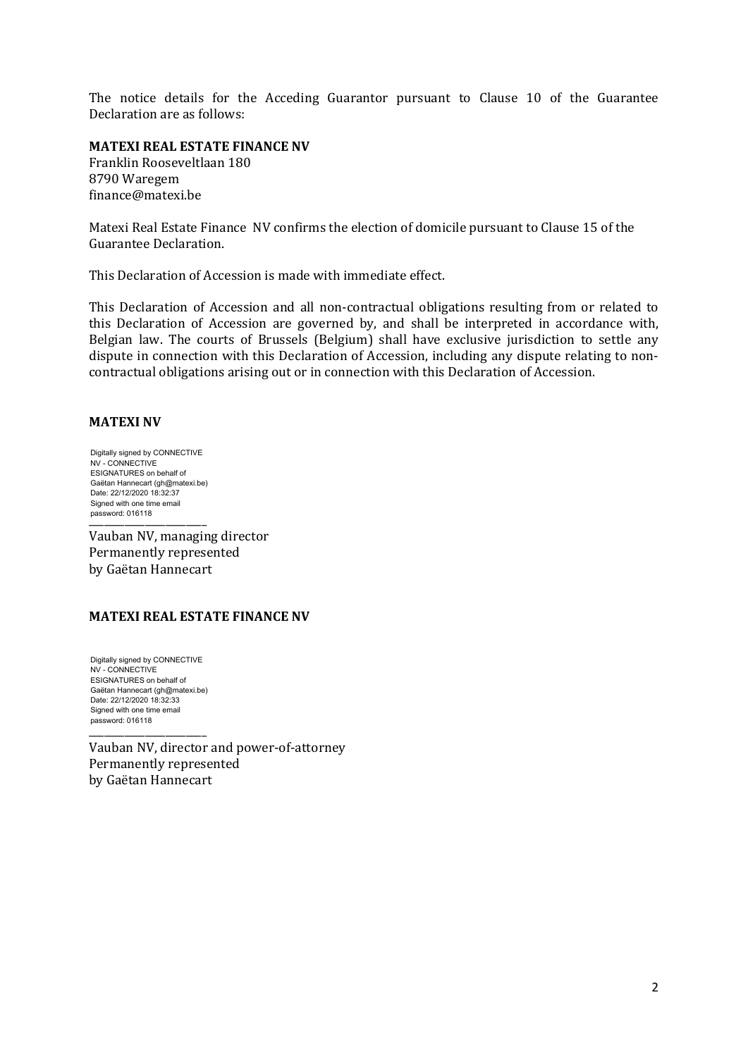The notice details for the Acceding Guarantor pursuant to Clause 10 of the Guarantee Declaration are as follows:

**MATEXI REAL ESTATE FINANCE NV**
Franklin Rooseveltlaan 180
8790 Waregem
finance@matexi.be

Matexi Real Estate Finance NV confirms the election of domicile pursuant to Clause 15 of the Guarantee Declaration.

This Declaration of Accession is made with immediate effect.

This Declaration of Accession and all non-contractual obligations resulting from or related to this Declaration of Accession are governed by, and shall be interpreted in accordance with, Belgian law. The courts of Brussels (Belgium) shall have exclusive jurisdiction to settle any dispute in connection with this Declaration of Accession, including any dispute relating to non-contractual obligations arising out or in connection with this Declaration of Accession.

**MATEXI NV**

Digitally signed by CONNECTIVE NV - CONNECTIVE ESIGNATURES on behalf of Gaëtan Hannecart (gh@matexi.be)
Date: 22/12/2020 18:32:37
Signed with one time email password: 016118

\_\_\_\_\_\_\_\_\_\_\_\_\_\_\_\_\_\_\_\_\_\_

Vauban NV, managing director
Permanently represented
by Gaëtan Hannecart

**MATEXI REAL ESTATE FINANCE NV**

Digitally signed by CONNECTIVE NV - CONNECTIVE ESIGNATURES on behalf of Gaëtan Hannecart (gh@matexi.be)
Date: 22/12/2020 18:32:33
Signed with one time email password: 016118

\_\_\_\_\_\_\_\_\_\_\_\_\_\_\_\_\_\_\_\_\_\_

Vauban NV, director and power-of-attorney
Permanently represented
by Gaëtan Hannecart